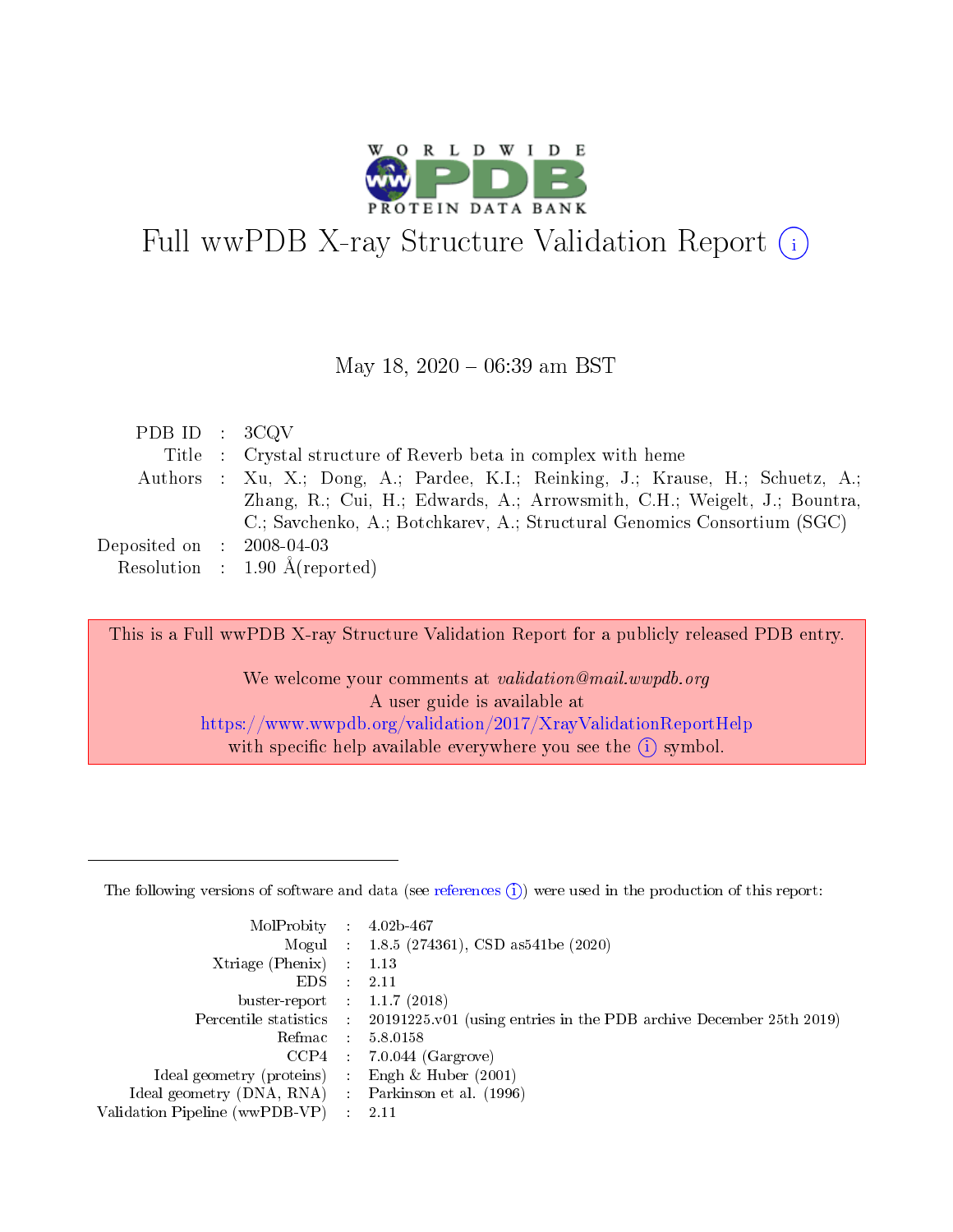# Full wwPDB X-ray Structure Validation Report (i)

May 18, 2020 – 06:39 am BST

| | | |
|---|---|---|
| PDB ID | : | 3CQV |
| Title | : | Crystal structure of Reverb beta in complex with heme |
| Authors | : | Xu, X.; Dong, A.; Pardee, K.I.; Reinking, J.; Krause, H.; Schuetz, A.; Zhang, R.; Cui, H.; Edwards, A.; Arrowsmith, C.H.; Weigelt, J.; Bountra, C.; Savchenko, A.; Botchkarev, A.; Structural Genomics Consortium (SGC) |
| Deposited on | : | 2008-04-03 |
| Resolution | : | 1.90 Å(reported) |

This is a Full wwPDB X-ray Structure Validation Report for a publicly released PDB entry.

We welcome your comments at *validation@mail.wwpdb.org*
A user guide is available at
https://www.wwpdb.org/validation/2017/XrayValidationReportHelp
with specific help available everywhere you see the (i) symbol.

---

The following versions of software and data (see references (i)) were used in the production of this report:

| | | |
|---|---|---|
| MolProbity | : | 4.02b-467 |
| Mogul | : | 1.8.5 (274361), CSD as541be (2020) |
| Xtriage (Phenix) | : | 1.13 |
| EDS | : | 2.11 |
| buster-report | : | 1.1.7 (2018) |
| Percentile statistics | : | 20191225.v01 (using entries in the PDB archive December 25th 2019) |
| Refmac | : | 5.8.0158 |
| CCP4 | : | 7.0.044 (Gargrove) |
| Ideal geometry (proteins) | : | Engh & Huber (2001) |
| Ideal geometry (DNA, RNA) | : | Parkinson et al. (1996) |
| Validation Pipeline (wwPDB-VP) | : | 2.11 |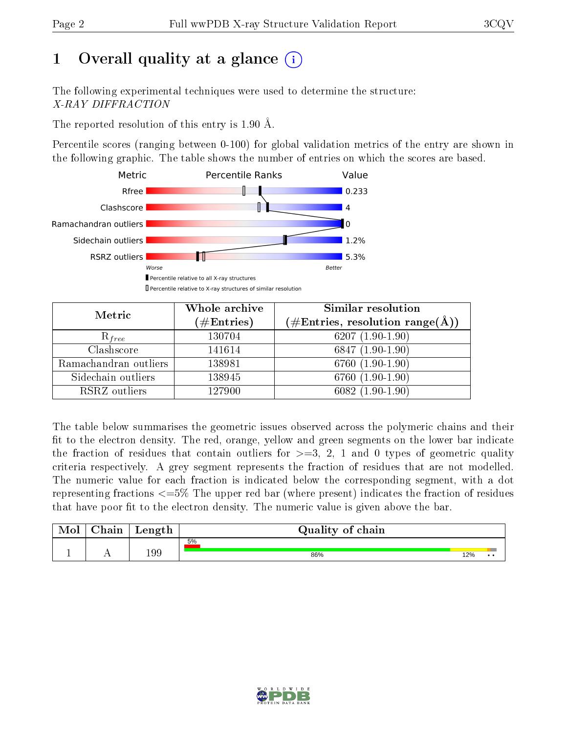# 1 Overall quality at a glance

The following experimental techniques were used to determine the structure:
*X-RAY DIFFRACTION*

The reported resolution of this entry is 1.90 Å.

Percentile scores (ranging between 0-100) for global validation metrics of the entry are shown in the following graphic. The table shows the number of entries on which the scores are based.

| Metric | Value |
|---|---|
| Rfree | 0.233 |
| Clashscore | 4 |
| Ramachandran outliers | 0 |
| Sidechain outliers | 1.2% |
| RSRZ outliers | 5.3% |

Worse — Better

▮ Percentile relative to all X-ray structures
▯ Percentile relative to X-ray structures of similar resolution

| Metric | Whole archive (#Entries) | Similar resolution (#Entries, resolution range(Å)) |
|---|---|---|
| $R_{free}$ | 130704 | 6207 (1.90-1.90) |
| Clashscore | 141614 | 6847 (1.90-1.90) |
| Ramachandran outliers | 138981 | 6760 (1.90-1.90) |
| Sidechain outliers | 138945 | 6760 (1.90-1.90) |
| RSRZ outliers | 127900 | 6082 (1.90-1.90) |

The table below summarises the geometric issues observed across the polymeric chains and their fit to the electron density. The red, orange, yellow and green segments on the lower bar indicate the fraction of residues that contain outliers for >=3, 2, 1 and 0 types of geometric quality criteria respectively. A grey segment represents the fraction of residues that are not modelled. The numeric value for each fraction is indicated below the corresponding segment, with a dot representing fractions <=5% The upper red bar (where present) indicates the fraction of residues that have poor fit to the electron density. The numeric value is given above the bar.

| Mol | Chain | Length | Quality of chain |
|---|---|---|---|
| 1 | A | 199 | 5% (poor fit); 86%, 12%, •, • |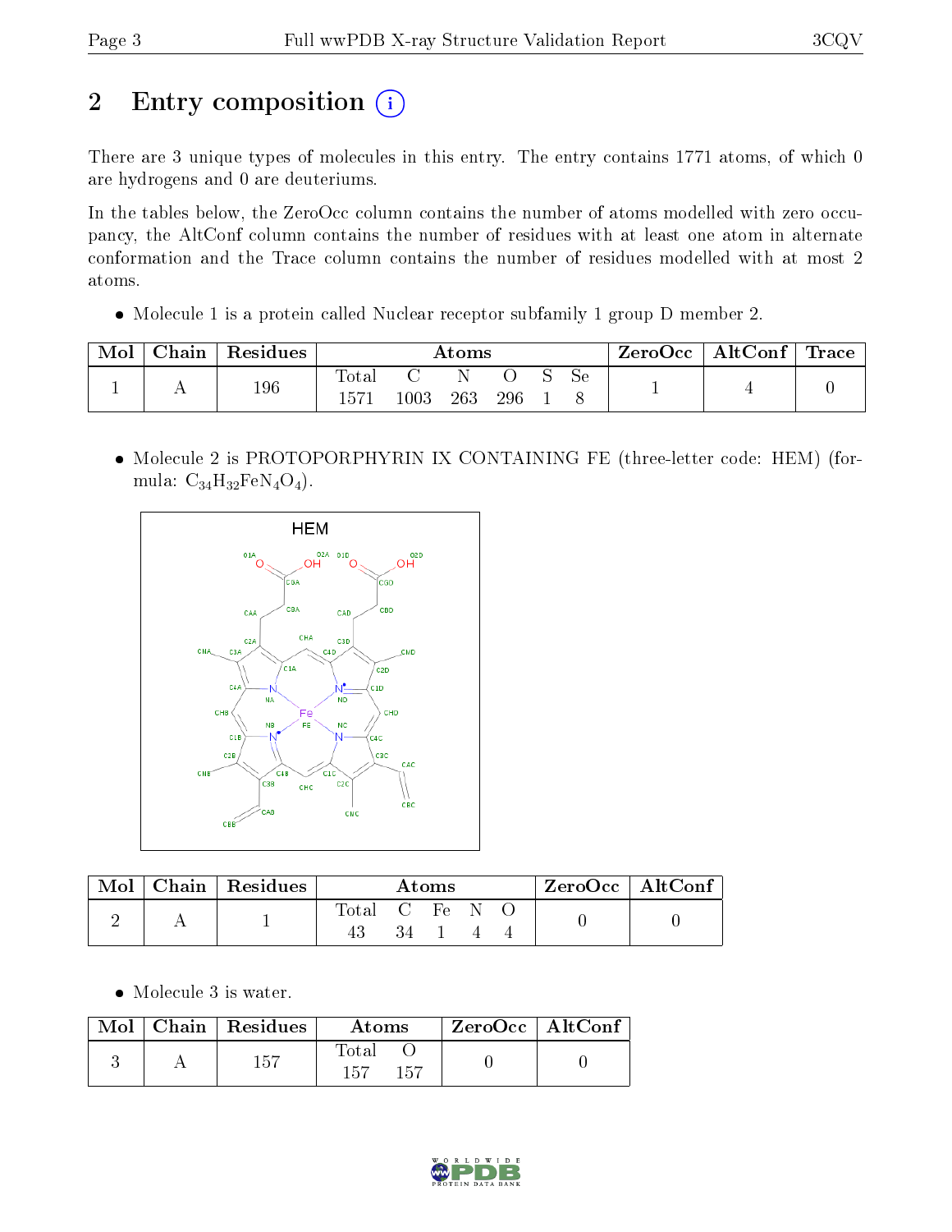# 2 Entry composition

There are 3 unique types of molecules in this entry. The entry contains 1771 atoms, of which 0 are hydrogens and 0 are deuteriums.

In the tables below, the ZeroOcc column contains the number of atoms modelled with zero occupancy, the AltConf column contains the number of residues with at least one atom in alternate conformation and the Trace column contains the number of residues modelled with at most 2 atoms.

- Molecule 1 is a protein called Nuclear receptor subfamily 1 group D member 2.

| Mol | Chain | Residues | Atoms | | | | | | ZeroOcc | AltConf | Trace |
|---|---|---|---|---|---|---|---|---|---|---|---|
| | | | Total | C | N | O | S | Se | | | |
| 1 | A | 196 | 1571 | 1003 | 263 | 296 | 1 | 8 | 1 | 4 | 0 |

- Molecule 2 is PROTOPORPHYRIN IX CONTAINING FE (three-letter code: HEM) (formula: $C_{34}H_{32}FeN_4O_4$).

| Mol | Chain | Residues | Atoms | | | | | ZeroOcc | AltConf |
|---|---|---|---|---|---|---|---|---|---|
| | | | Total | C | Fe | N | O | | |
| 2 | A | 1 | 43 | 34 | 1 | 4 | 4 | 0 | 0 |

- Molecule 3 is water.

| Mol | Chain | Residues | Atoms | | ZeroOcc | AltConf |
|---|---|---|---|---|---|---|
| | | | Total | O | | |
| 3 | A | 157 | 157 | 157 | 0 | 0 |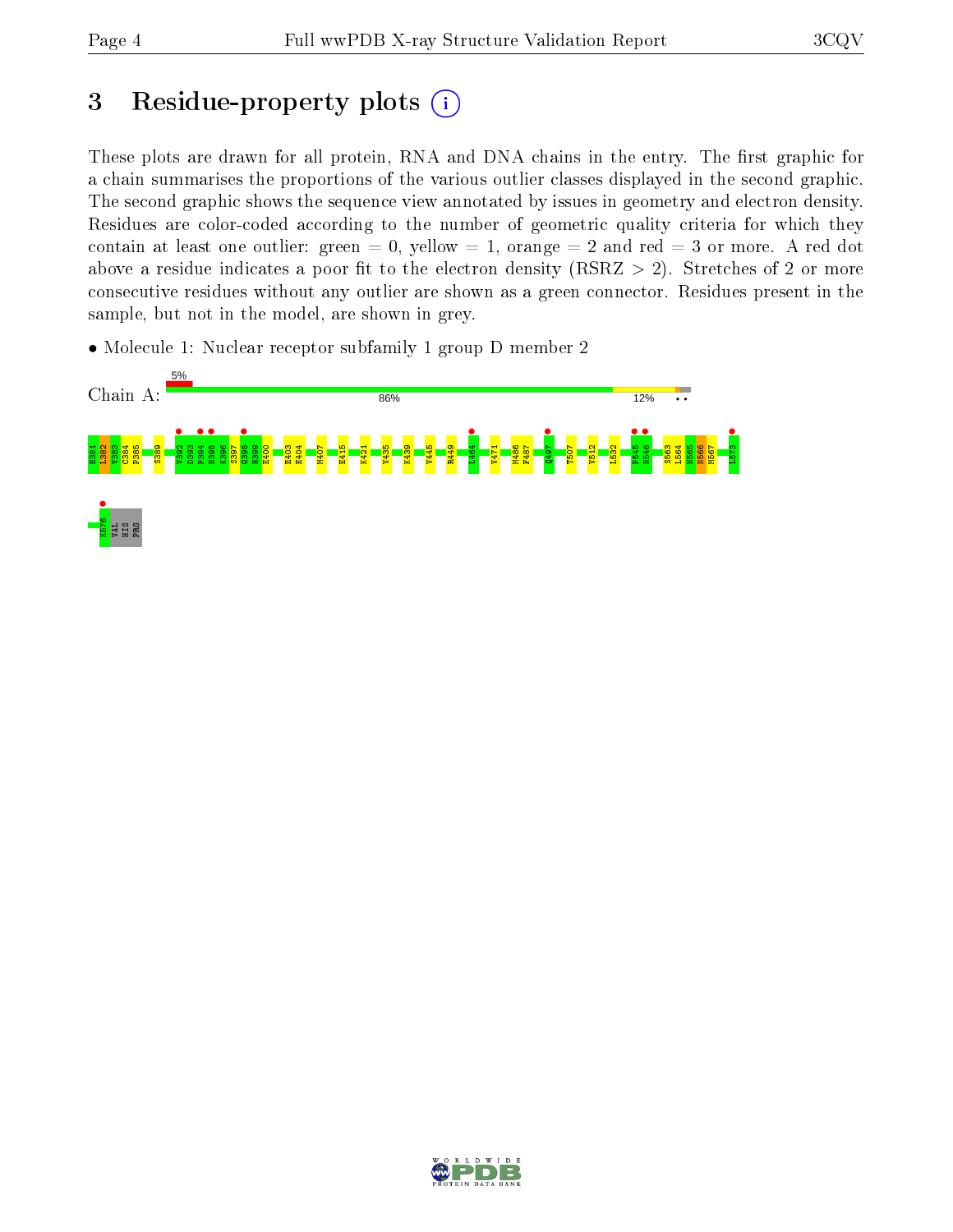# 3 Residue-property plots

These plots are drawn for all protein, RNA and DNA chains in the entry. The first graphic for a chain summarises the proportions of the various outlier classes displayed in the second graphic. The second graphic shows the sequence view annotated by issues in geometry and electron density. Residues are color-coded according to the number of geometric quality criteria for which they contain at least one outlier: green = 0, yellow = 1, orange = 2 and red = 3 or more. A red dot above a residue indicates a poor fit to the electron density (RSRZ > 2). Stretches of 2 or more consecutive residues without any outlier are shown as a green connector. Residues present in the sample, but not in the model, are shown in grey.

- Molecule 1: Nuclear receptor subfamily 1 group D member 2

Chain A: 5% | 86% | 12% | • •

H381 L382 V383 C384 P385 S389 V392 D393 P394 H395 K396 S397 G398 H399 E400 E403 E404 M407 E415 K421 V435 K439 V445 R449 L464 V471 M486 F487 Q497 T507 V512 L532 P545 N546 S563 L564 N565 N566 M567 L573 K576 VAL HIS PRO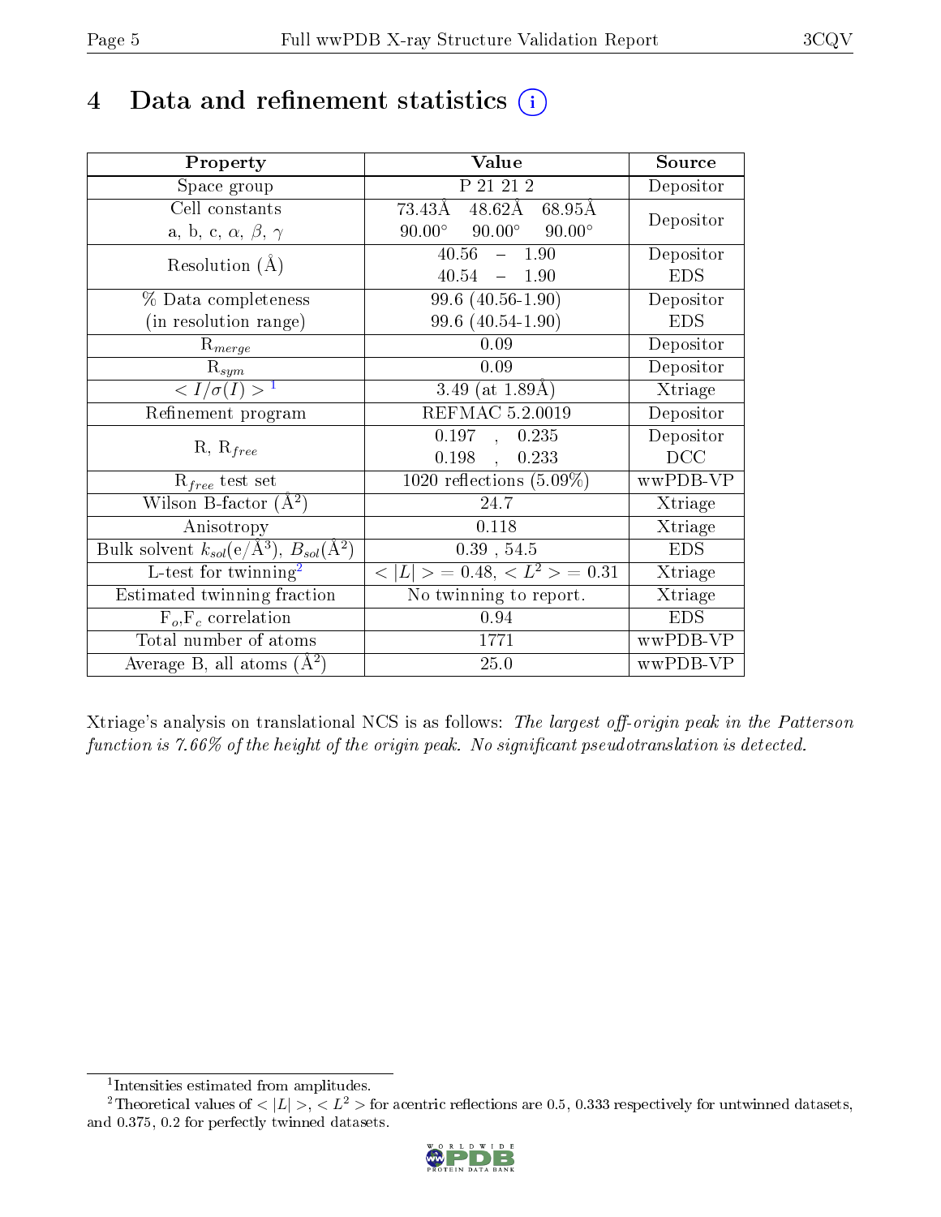# 4 Data and refinement statistics

| Property | Value | Source |
|---|---|---|
| Space group | P 21 21 2 | Depositor |
| Cell constants<br>a, b, c, $\alpha$, $\beta$, $\gamma$ | 73.43Å 48.62Å 68.95Å<br>90.00° 90.00° 90.00° | Depositor |
| Resolution (Å) | 40.56 – 1.90<br>40.54 – 1.90 | Depositor<br>EDS |
| % Data completeness<br>(in resolution range) | 99.6 (40.56-1.90)<br>99.6 (40.54-1.90) | Depositor<br>EDS |
| $R_{merge}$ | 0.09 | Depositor |
| $R_{sym}$ | 0.09 | Depositor |
| $< I/\sigma(I) >$ [1] | 3.49 (at 1.89Å) | Xtriage |
| Refinement program | REFMAC 5.2.0019 | Depositor |
| R, $R_{free}$ | 0.197 , 0.235<br>0.198 , 0.233 | Depositor<br>DCC |
| $R_{free}$ test set | 1020 reflections (5.09%) | wwPDB-VP |
| Wilson B-factor (Å$^2$) | 24.7 | Xtriage |
| Anisotropy | 0.118 | Xtriage |
| Bulk solvent $k_{sol}$(e/Å$^3$), $B_{sol}$(Å$^2$) | 0.39 , 54.5 | EDS |
| L-test for twinning[2] | $< \lvert L \rvert >$ = 0.48, $< L^2 >$ = 0.31 | Xtriage |
| Estimated twinning fraction | No twinning to report. | Xtriage |
| $F_o$,$F_c$ correlation | 0.94 | EDS |
| Total number of atoms | 1771 | wwPDB-VP |
| Average B, all atoms (Å$^2$) | 25.0 | wwPDB-VP |

Xtriage's analysis on translational NCS is as follows: *The largest off-origin peak in the Patterson function is 7.66% of the height of the origin peak. No significant pseudotranslation is detected.*

[1] Intensities estimated from amplitudes.

[2] Theoretical values of $< \lvert L \rvert >$, $< L^2 >$ for acentric reflections are 0.5, 0.333 respectively for untwinned datasets, and 0.375, 0.2 for perfectly twinned datasets.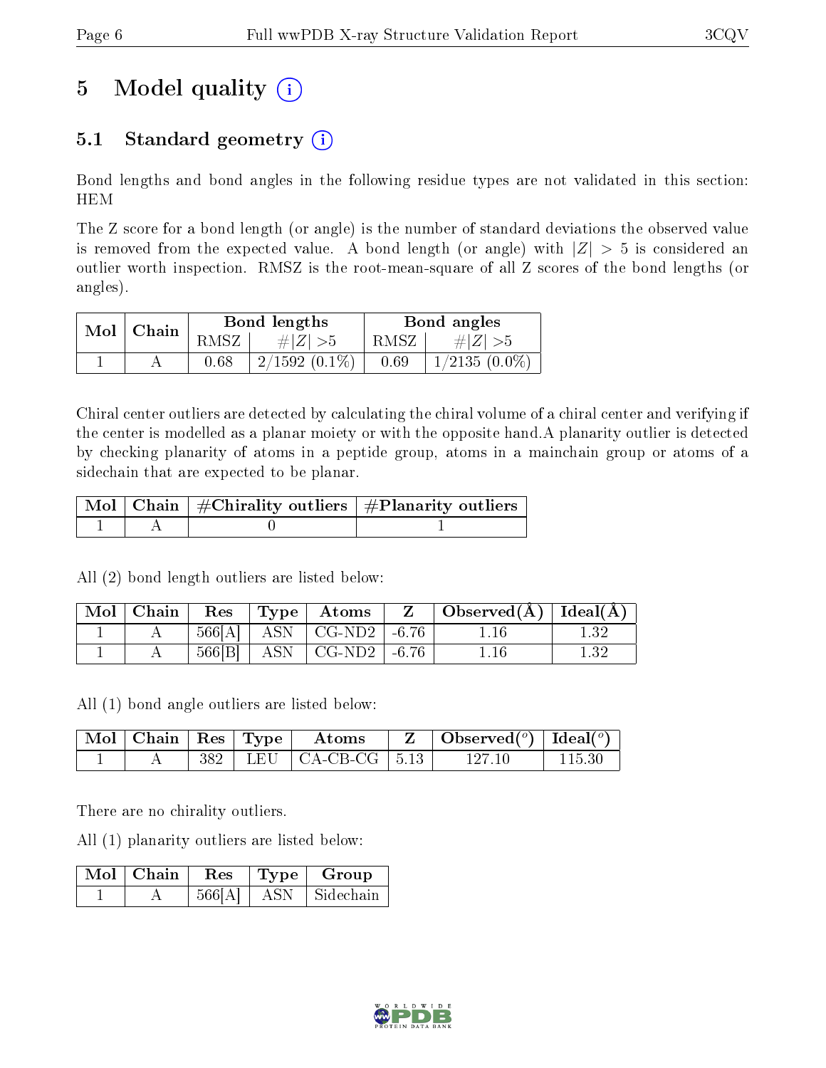# 5 Model quality (i)

## 5.1 Standard geometry (i)

Bond lengths and bond angles in the following residue types are not validated in this section: HEM

The Z score for a bond length (or angle) is the number of standard deviations the observed value is removed from the expected value. A bond length (or angle) with $|Z| > 5$ is considered an outlier worth inspection. RMSZ is the root-mean-square of all Z scores of the bond lengths (or angles).

| Mol | Chain | Bond lengths | | Bond angles | |
|---|---|---|---|---|---|
| | | RMSZ | #$\|Z\|$ >5 | RMSZ | #$\|Z\|$ >5 |
| 1 | A | 0.68 | 2/1592 (0.1%) | 0.69 | 1/2135 (0.0%) |

Chiral center outliers are detected by calculating the chiral volume of a chiral center and verifying if the center is modelled as a planar moiety or with the opposite hand.A planarity outlier is detected by checking planarity of atoms in a peptide group, atoms in a mainchain group or atoms of a sidechain that are expected to be planar.

| Mol | Chain | #Chirality outliers | #Planarity outliers |
|---|---|---|---|
| 1 | A | 0 | 1 |

All (2) bond length outliers are listed below:

| Mol | Chain | Res | Type | Atoms | Z | Observed(Å) | Ideal(Å) |
|---|---|---|---|---|---|---|---|
| 1 | A | 566[A] | ASN | CG-ND2 | -6.76 | 1.16 | 1.32 |
| 1 | A | 566[B] | ASN | CG-ND2 | -6.76 | 1.16 | 1.32 |

All (1) bond angle outliers are listed below:

| Mol | Chain | Res | Type | Atoms | Z | Observed(°) | Ideal(°) |
|---|---|---|---|---|---|---|---|
| 1 | A | 382 | LEU | CA-CB-CG | 5.13 | 127.10 | 115.30 |

There are no chirality outliers.

All (1) planarity outliers are listed below:

| Mol | Chain | Res | Type | Group |
|---|---|---|---|---|
| 1 | A | 566[A] | ASN | Sidechain |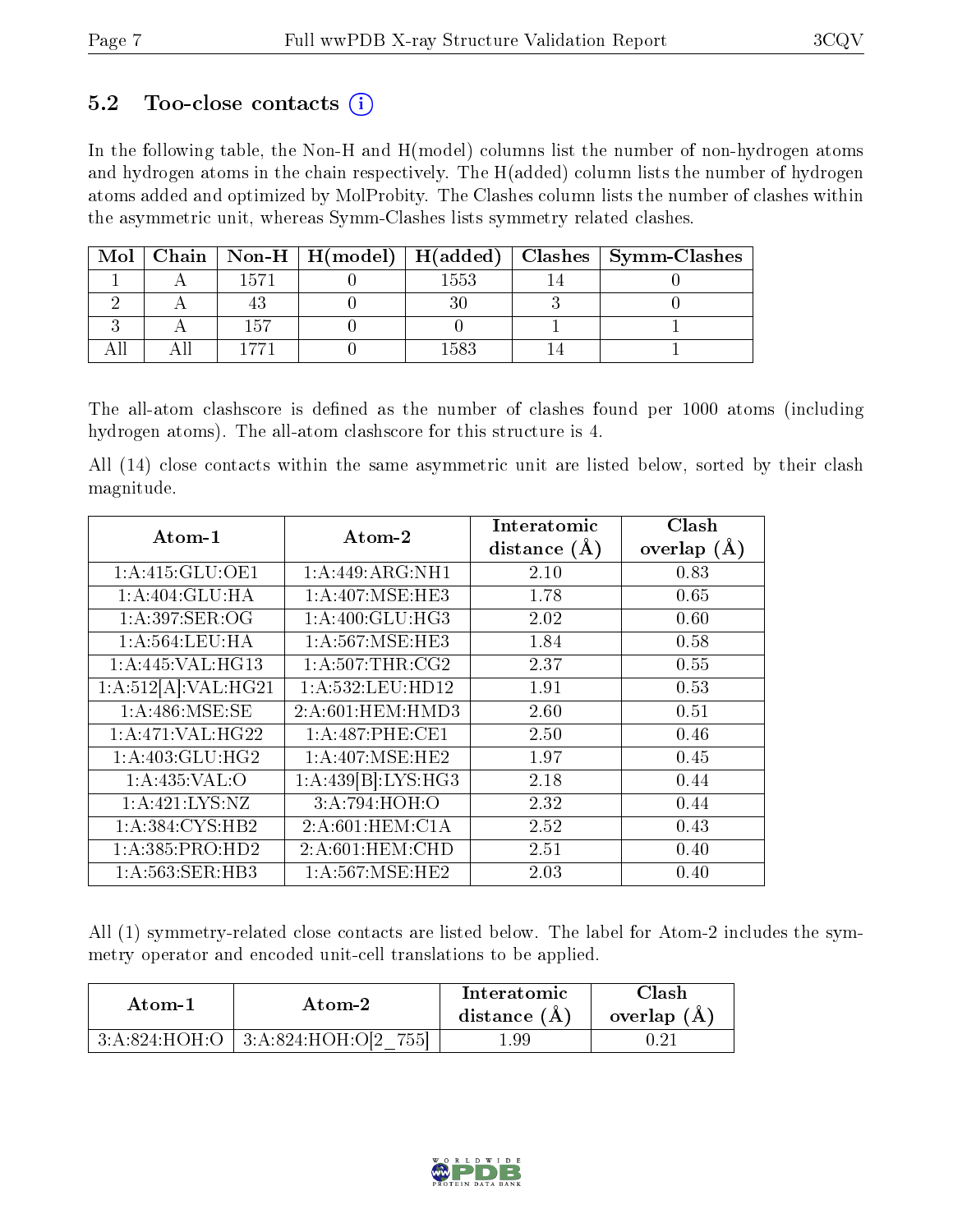### 5.2 Too-close contacts

In the following table, the Non-H and H(model) columns list the number of non-hydrogen atoms and hydrogen atoms in the chain respectively. The H(added) column lists the number of hydrogen atoms added and optimized by MolProbity. The Clashes column lists the number of clashes within the asymmetric unit, whereas Symm-Clashes lists symmetry related clashes.

| Mol | Chain | Non-H | H(model) | H(added) | Clashes | Symm-Clashes |
|---|---|---|---|---|---|---|
| 1 | A | 1571 | 0 | 1553 | 14 | 0 |
| 2 | A | 43 | 0 | 30 | 3 | 0 |
| 3 | A | 157 | 0 | 0 | 1 | 1 |
| All | All | 1771 | 0 | 1583 | 14 | 1 |

The all-atom clashscore is defined as the number of clashes found per 1000 atoms (including hydrogen atoms). The all-atom clashscore for this structure is 4.

All (14) close contacts within the same asymmetric unit are listed below, sorted by their clash magnitude.

| Atom-1 | Atom-2 | Interatomic distance (Å) | Clash overlap (Å) |
|---|---|---|---|
| 1:A:415:GLU:OE1 | 1:A:449:ARG:NH1 | 2.10 | 0.83 |
| 1:A:404:GLU:HA | 1:A:407:MSE:HE3 | 1.78 | 0.65 |
| 1:A:397:SER:OG | 1:A:400:GLU:HG3 | 2.02 | 0.60 |
| 1:A:564:LEU:HA | 1:A:567:MSE:HE3 | 1.84 | 0.58 |
| 1:A:445:VAL:HG13 | 1:A:507:THR:CG2 | 2.37 | 0.55 |
| 1:A:512[A]:VAL:HG21 | 1:A:532:LEU:HD12 | 1.91 | 0.53 |
| 1:A:486:MSE:SE | 2:A:601:HEM:HMD3 | 2.60 | 0.51 |
| 1:A:471:VAL:HG22 | 1:A:487:PHE:CE1 | 2.50 | 0.46 |
| 1:A:403:GLU:HG2 | 1:A:407:MSE:HE2 | 1.97 | 0.45 |
| 1:A:435:VAL:O | 1:A:439[B]:LYS:HG3 | 2.18 | 0.44 |
| 1:A:421:LYS:NZ | 3:A:794:HOH:O | 2.32 | 0.44 |
| 1:A:384:CYS:HB2 | 2:A:601:HEM:C1A | 2.52 | 0.43 |
| 1:A:385:PRO:HD2 | 2:A:601:HEM:CHD | 2.51 | 0.40 |
| 1:A:563:SER:HB3 | 1:A:567:MSE:HE2 | 2.03 | 0.40 |

All (1) symmetry-related close contacts are listed below. The label for Atom-2 includes the symmetry operator and encoded unit-cell translations to be applied.

| Atom-1 | Atom-2 | Interatomic distance (Å) | Clash overlap (Å) |
|---|---|---|---|
| 3:A:824:HOH:O | 3:A:824:HOH:O[2_755] | 1.99 | 0.21 |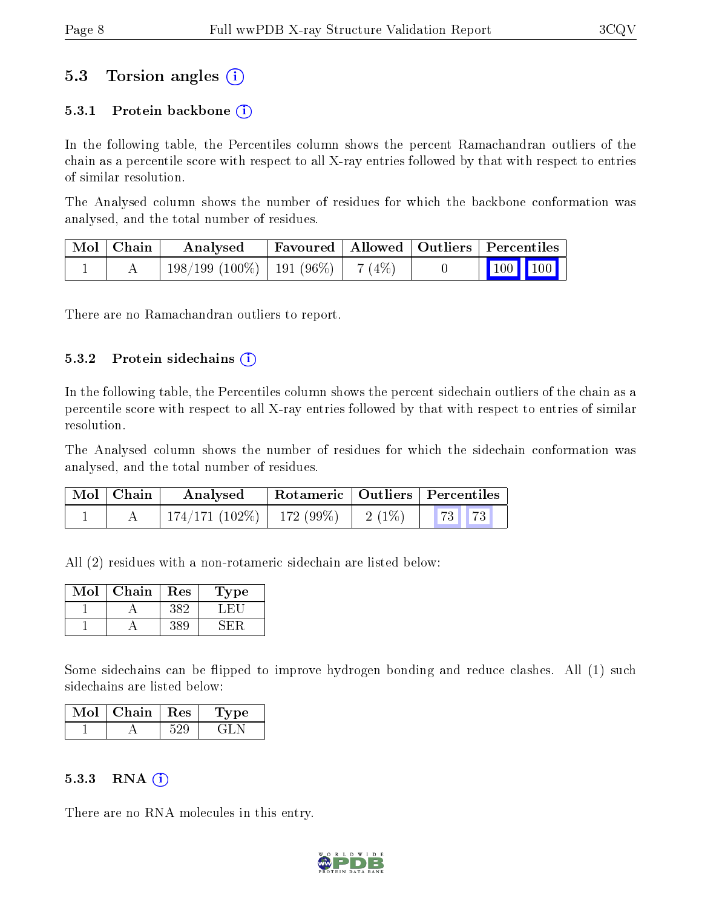## 5.3 Torsion angles (i)

### 5.3.1 Protein backbone (i)

In the following table, the Percentiles column shows the percent Ramachandran outliers of the chain as a percentile score with respect to all X-ray entries followed by that with respect to entries of similar resolution.

The Analysed column shows the number of residues for which the backbone conformation was analysed, and the total number of residues.

| Mol | Chain | Analysed | Favoured | Allowed | Outliers | Percentiles | |
|---|---|---|---|---|---|---|---|
| 1 | A | 198/199 (100%) | 191 (96%) | 7 (4%) | 0 | 100 | 100 |

There are no Ramachandran outliers to report.

### 5.3.2 Protein sidechains (i)

In the following table, the Percentiles column shows the percent sidechain outliers of the chain as a percentile score with respect to all X-ray entries followed by that with respect to entries of similar resolution.

The Analysed column shows the number of residues for which the sidechain conformation was analysed, and the total number of residues.

| Mol | Chain | Analysed | Rotameric | Outliers | Percentiles | |
|---|---|---|---|---|---|---|
| 1 | A | 174/171 (102%) | 172 (99%) | 2 (1%) | 73 | 73 |

All (2) residues with a non-rotameric sidechain are listed below:

| Mol | Chain | Res | Type |
|---|---|---|---|
| 1 | A | 382 | LEU |
| 1 | A | 389 | SER |

Some sidechains can be flipped to improve hydrogen bonding and reduce clashes. All (1) such sidechains are listed below:

| Mol | Chain | Res | Type |
|---|---|---|---|
| 1 | A | 529 | GLN |

### 5.3.3 RNA (i)

There are no RNA molecules in this entry.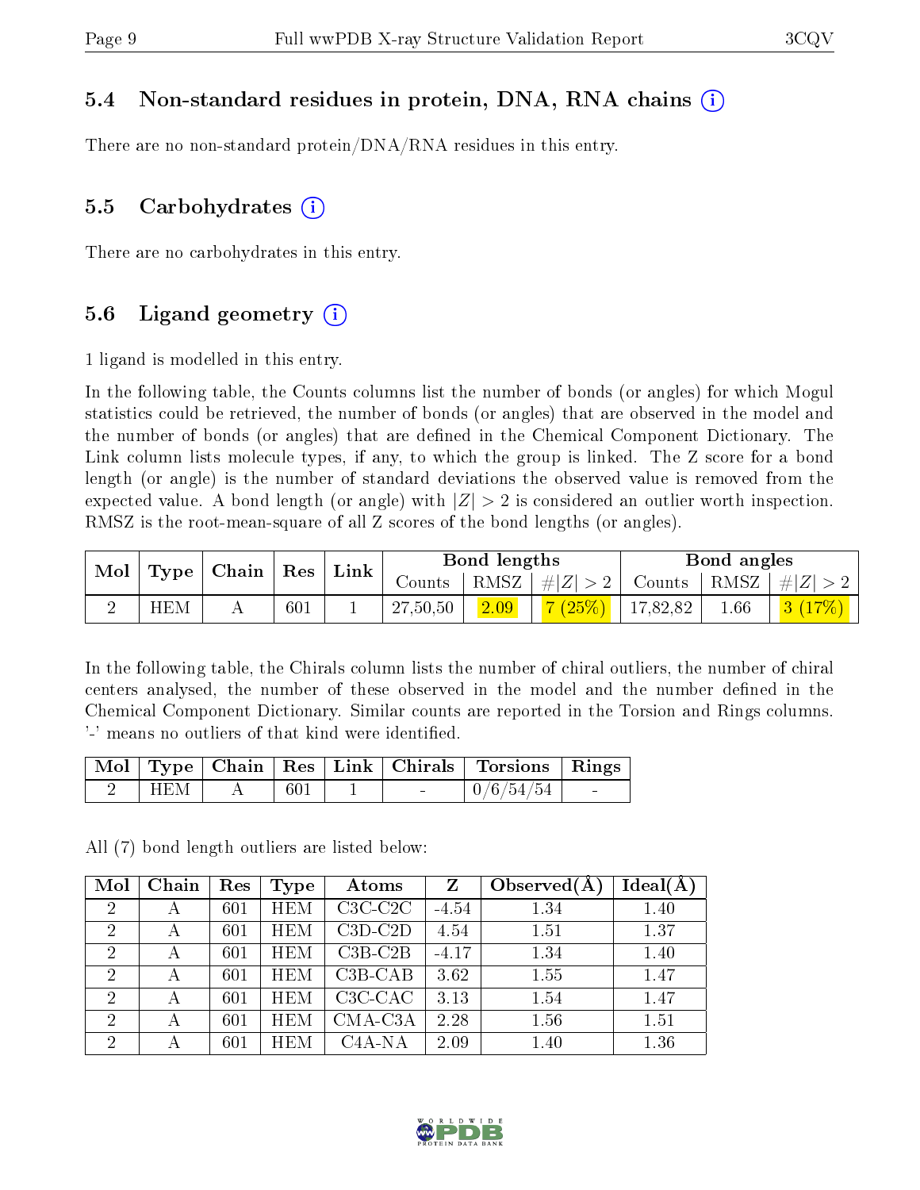### 5.4 Non-standard residues in protein, DNA, RNA chains (i)

There are no non-standard protein/DNA/RNA residues in this entry.

### 5.5 Carbohydrates (i)

There are no carbohydrates in this entry.

### 5.6 Ligand geometry (i)

1 ligand is modelled in this entry.

In the following table, the Counts columns list the number of bonds (or angles) for which Mogul statistics could be retrieved, the number of bonds (or angles) that are observed in the model and the number of bonds (or angles) that are defined in the Chemical Component Dictionary. The Link column lists molecule types, if any, to which the group is linked. The Z score for a bond length (or angle) is the number of standard deviations the observed value is removed from the expected value. A bond length (or angle) with $|Z| > 2$ is considered an outlier worth inspection. RMSZ is the root-mean-square of all Z scores of the bond lengths (or angles).

| Mol | Type | Chain | Res | Link | Bond lengths | | | Bond angles | | |
|---|---|---|---|---|---|---|---|---|---|---|
| | | | | | Counts | RMSZ | $\#\|Z\| > 2$ | Counts | RMSZ | $\#\|Z\| > 2$ |
| 2 | HEM | A | 601 | 1 | 27,50,50 | 2.09 | 7 (25%) | 17,82,82 | 1.66 | 3 (17%) |

In the following table, the Chirals column lists the number of chiral outliers, the number of chiral centers analysed, the number of these observed in the model and the number defined in the Chemical Component Dictionary. Similar counts are reported in the Torsion and Rings columns. '-' means no outliers of that kind were identified.

| Mol | Type | Chain | Res | Link | Chirals | Torsions | Rings |
|---|---|---|---|---|---|---|---|
| 2 | HEM | A | 601 | 1 | - | 0/6/54/54 | - |

All (7) bond length outliers are listed below:

| Mol | Chain | Res | Type | Atoms | Z | Observed(Å) | Ideal(Å) |
|---|---|---|---|---|---|---|---|
| 2 | A | 601 | HEM | C3C-C2C | -4.54 | 1.34 | 1.40 |
| 2 | A | 601 | HEM | C3D-C2D | 4.54 | 1.51 | 1.37 |
| 2 | A | 601 | HEM | C3B-C2B | -4.17 | 1.34 | 1.40 |
| 2 | A | 601 | HEM | C3B-CAB | 3.62 | 1.55 | 1.47 |
| 2 | A | 601 | HEM | C3C-CAC | 3.13 | 1.54 | 1.47 |
| 2 | A | 601 | HEM | CMA-C3A | 2.28 | 1.56 | 1.51 |
| 2 | A | 601 | HEM | C4A-NA | 2.09 | 1.40 | 1.36 |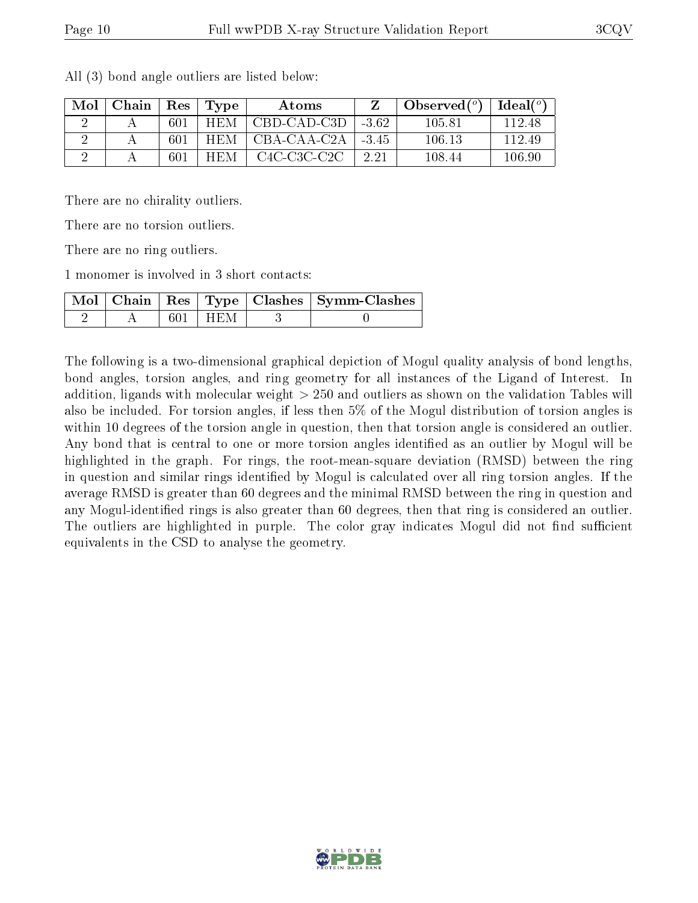All (3) bond angle outliers are listed below:

| Mol | Chain | Res | Type | Atoms | Z | Observed(°) | Ideal(°) |
|---|---|---|---|---|---|---|---|
| 2 | A | 601 | HEM | CBD-CAD-C3D | -3.62 | 105.81 | 112.48 |
| 2 | A | 601 | HEM | CBA-CAA-C2A | -3.45 | 106.13 | 112.49 |
| 2 | A | 601 | HEM | C4C-C3C-C2C | 2.21 | 108.44 | 106.90 |

There are no chirality outliers.

There are no torsion outliers.

There are no ring outliers.

1 monomer is involved in 3 short contacts:

| Mol | Chain | Res | Type | Clashes | Symm-Clashes |
|---|---|---|---|---|---|
| 2 | A | 601 | HEM | 3 | 0 |

The following is a two-dimensional graphical depiction of Mogul quality analysis of bond lengths, bond angles, torsion angles, and ring geometry for all instances of the Ligand of Interest. In addition, ligands with molecular weight > 250 and outliers as shown on the validation Tables will also be included. For torsion angles, if less then 5% of the Mogul distribution of torsion angles is within 10 degrees of the torsion angle in question, then that torsion angle is considered an outlier. Any bond that is central to one or more torsion angles identified as an outlier by Mogul will be highlighted in the graph. For rings, the root-mean-square deviation (RMSD) between the ring in question and similar rings identified by Mogul is calculated over all ring torsion angles. If the average RMSD is greater than 60 degrees and the minimal RMSD between the ring in question and any Mogul-identified rings is also greater than 60 degrees, then that ring is considered an outlier. The outliers are highlighted in purple. The color gray indicates Mogul did not find sufficient equivalents in the CSD to analyse the geometry.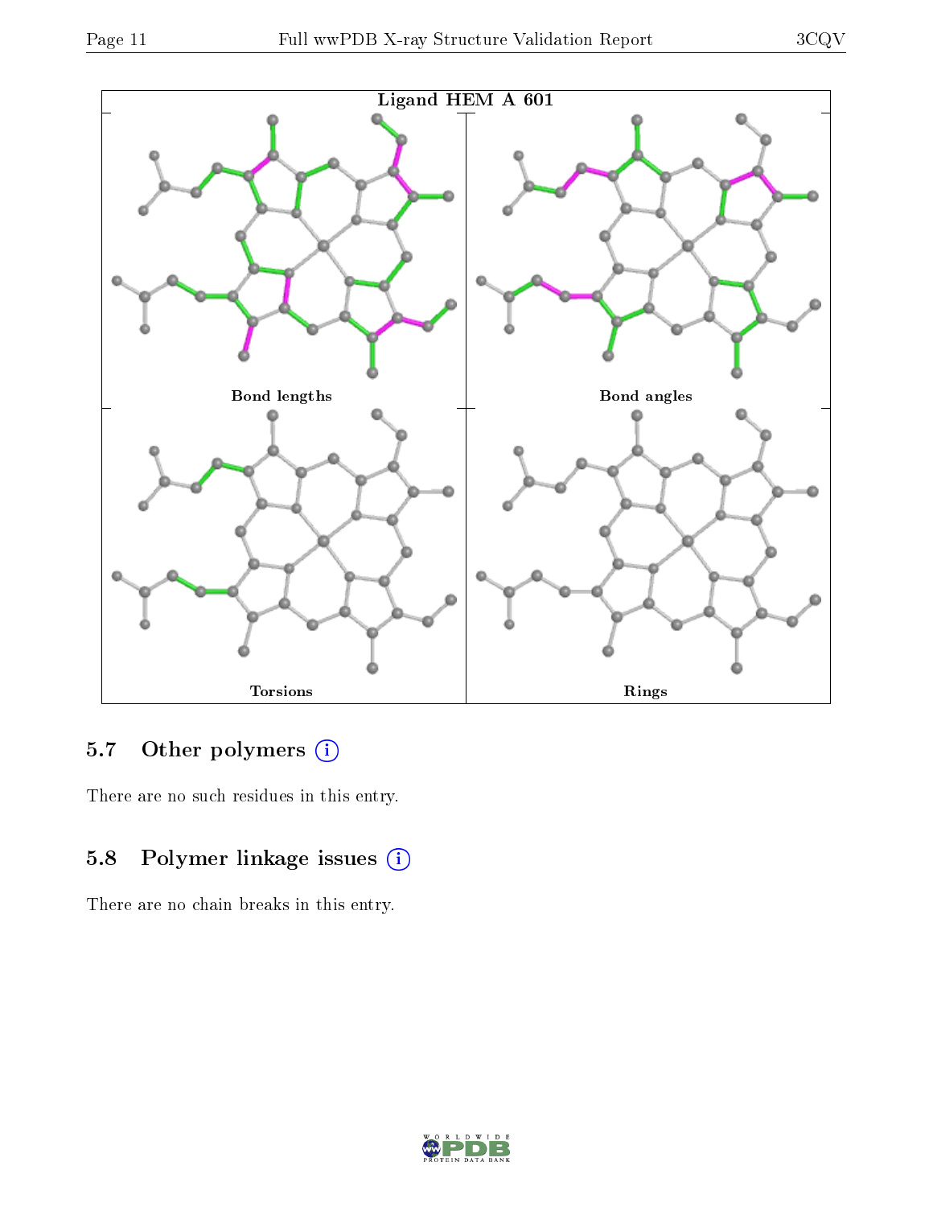Ligand HEM A 601

Bond lengths

Bond angles

Torsions

Rings

### 5.7 Other polymers (i)

There are no such residues in this entry.

### 5.8 Polymer linkage issues (i)

There are no chain breaks in this entry.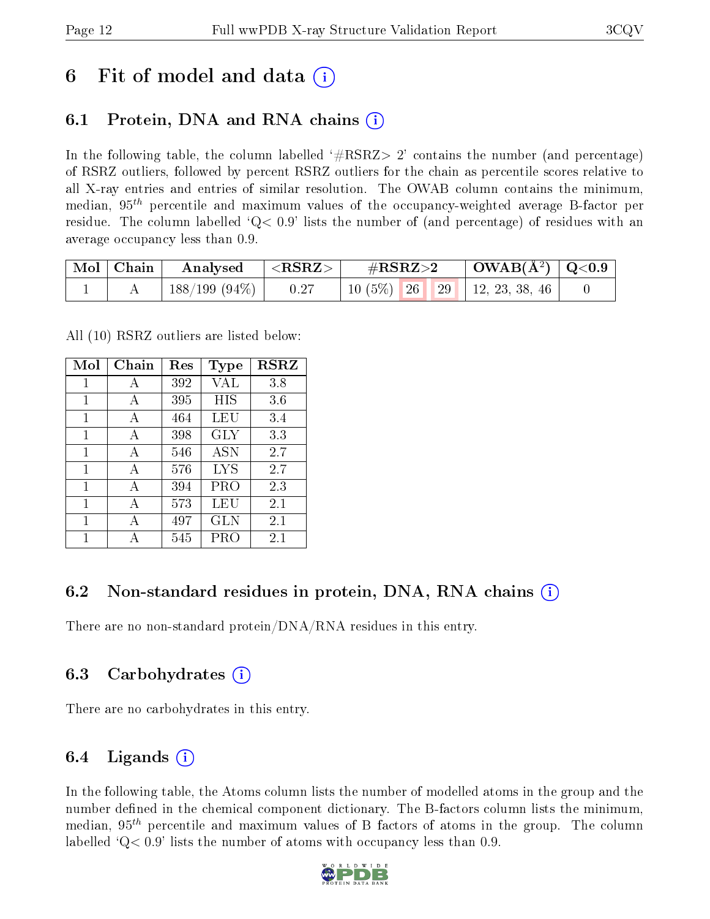# 6 Fit of model and data (i)

## 6.1 Protein, DNA and RNA chains (i)

In the following table, the column labelled '#RSRZ> 2' contains the number (and percentage) of RSRZ outliers, followed by percent RSRZ outliers for the chain as percentile scores relative to all X-ray entries and entries of similar resolution. The OWAB column contains the minimum, median, $95^{th}$ percentile and maximum values of the occupancy-weighted average B-factor per residue. The column labelled 'Q< 0.9' lists the number of (and percentage) of residues with an average occupancy less than 0.9.

| Mol | Chain | Analysed | <RSRZ> | #RSRZ>2 | | | OWAB(Å²) | Q<0.9 |
|---|---|---|---|---|---|---|---|---|
| 1 | A | 188/199 (94%) | 0.27 | 10 (5%) | 26 | 29 | 12, 23, 38, 46 | 0 |

All (10) RSRZ outliers are listed below:

| Mol | Chain | Res | Type | RSRZ |
|---|---|---|---|---|
| 1 | A | 392 | VAL | 3.8 |
| 1 | A | 395 | HIS | 3.6 |
| 1 | A | 464 | LEU | 3.4 |
| 1 | A | 398 | GLY | 3.3 |
| 1 | A | 546 | ASN | 2.7 |
| 1 | A | 576 | LYS | 2.7 |
| 1 | A | 394 | PRO | 2.3 |
| 1 | A | 573 | LEU | 2.1 |
| 1 | A | 497 | GLN | 2.1 |
| 1 | A | 545 | PRO | 2.1 |

## 6.2 Non-standard residues in protein, DNA, RNA chains (i)

There are no non-standard protein/DNA/RNA residues in this entry.

## 6.3 Carbohydrates (i)

There are no carbohydrates in this entry.

## 6.4 Ligands (i)

In the following table, the Atoms column lists the number of modelled atoms in the group and the number defined in the chemical component dictionary. The B-factors column lists the minimum, median, $95^{th}$ percentile and maximum values of B factors of atoms in the group. The column labelled 'Q< 0.9' lists the number of atoms with occupancy less than 0.9.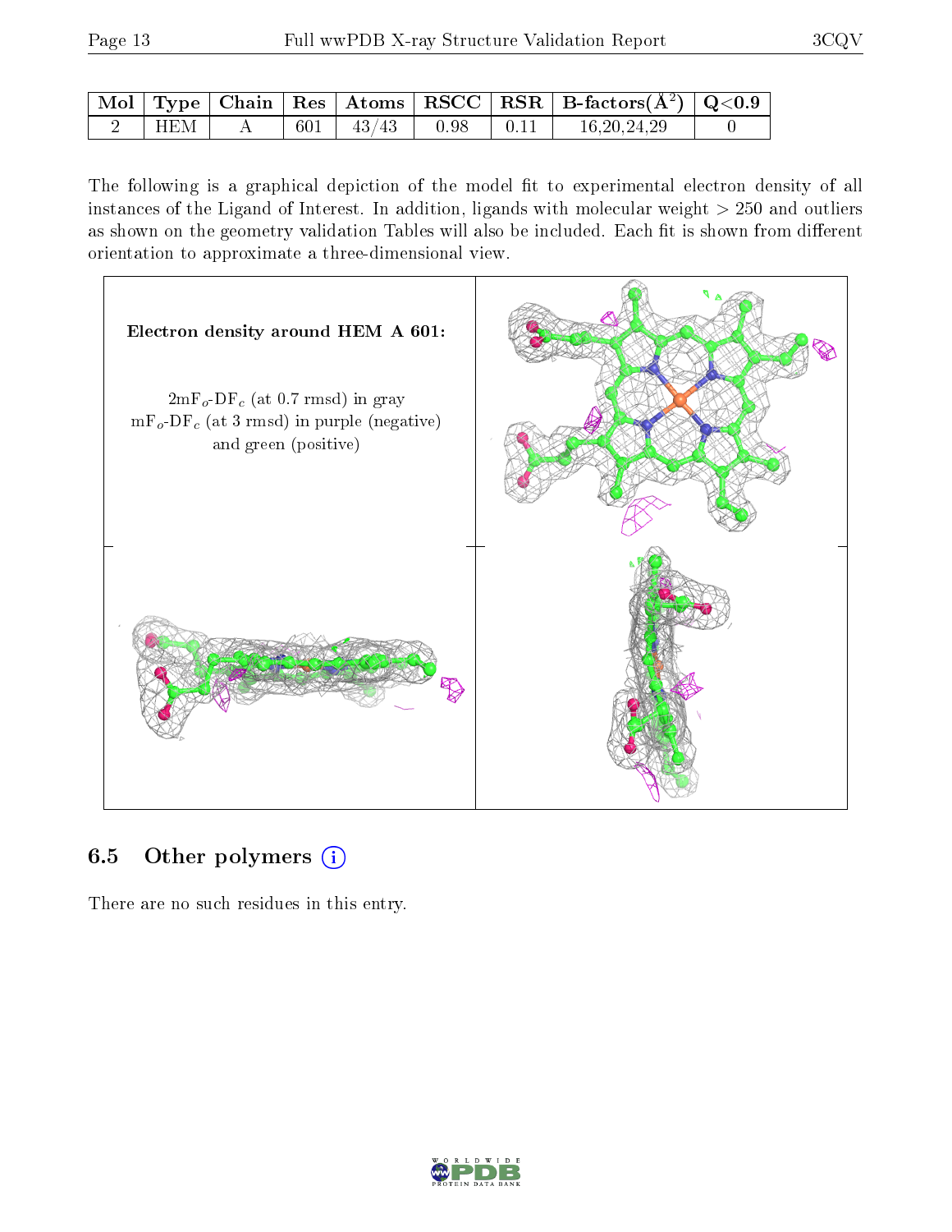| Mol | Type | Chain | Res | Atoms | RSCC | RSR | B-factors($Å^2$) | Q<0.9 |
|---|---|---|---|---|---|---|---|---|
| 2 | HEM | A | 601 | 43/43 | 0.98 | 0.11 | 16,20,24,29 | 0 |

The following is a graphical depiction of the model fit to experimental electron density of all instances of the Ligand of Interest. In addition, ligands with molecular weight > 250 and outliers as shown on the geometry validation Tables will also be included. Each fit is shown from different orientation to approximate a three-dimensional view.

**Electron density around HEM A 601:**

$2mF_o$-$DF_c$ (at 0.7 rmsd) in gray
$mF_o$-$DF_c$ (at 3 rmsd) in purple (negative)
and green (positive)

## 6.5 Other polymers

There are no such residues in this entry.